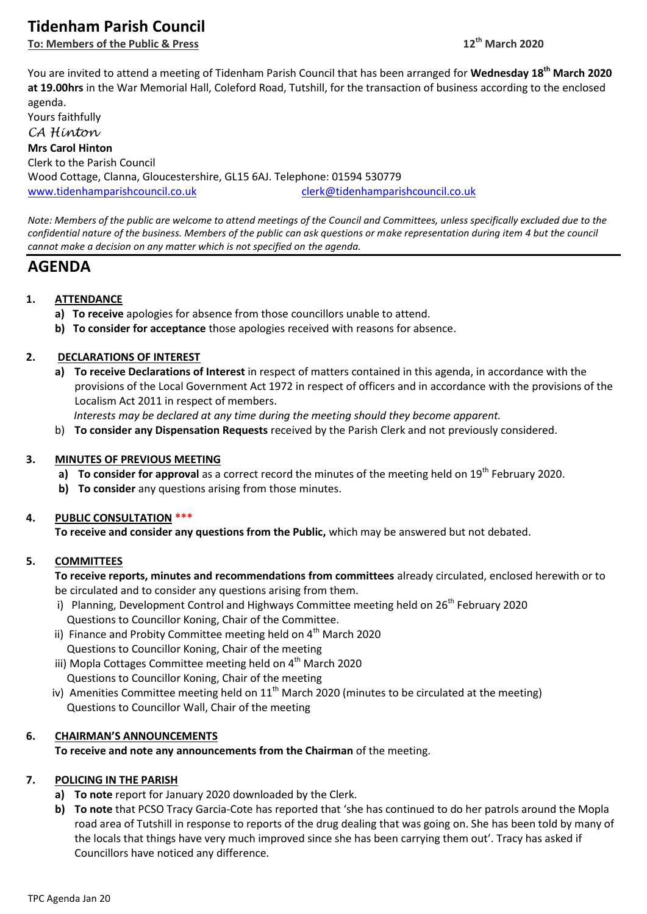# Tidenham Parish Council

**To: Members of the Public & Press** **12th March 2020**

You are invited to attend a meeting of Tidenham Parish Council that has been arranged for **Wednesday 18th March 2020 at 19.00hrs** in the War Memorial Hall, Coleford Road, Tutshill, for the transaction of business according to the enclosed agenda.

Yours faithfully

*CA Hinton*

**Mrs Carol Hinton**

Clerk to the Parish Council

Wood Cottage, Clanna, Gloucestershire, GL15 6AJ. Telephone: 01594 530779

www.tidenhamparishcouncil.co.uk clerk@tidenhamparishcouncil.co.uk

*Note: Members of the public are welcome to attend meetings of the Council and Committees, unless specifically excluded due to the confidential nature of the business. Members of the public can ask questions or make representation during item 4 but the council cannot make a decision on any matter which is not specified on the agenda.*

## AGENDA

**1. ATTENDANCE**

- **a) To receive** apologies for absence from those councillors unable to attend.
- **b) To consider for acceptance** those apologies received with reasons for absence.

**2. DECLARATIONS OF INTEREST**

- **a) To receive Declarations of Interest** in respect of matters contained in this agenda, in accordance with the provisions of the Local Government Act 1972 in respect of officers and in accordance with the provisions of the Localism Act 2011 in respect of members.
  *Interests may be declared at any time during the meeting should they become apparent.*
- b) **To consider any Dispensation Requests** received by the Parish Clerk and not previously considered.

**3. MINUTES OF PREVIOUS MEETING**

- **a) To consider for approval** as a correct record the minutes of the meeting held on 19th February 2020.
- **b) To consider** any questions arising from those minutes.

**4. PUBLIC CONSULTATION \*\*\***

**To receive and consider any questions from the Public,** which may be answered but not debated.

**5. COMMITTEES**

**To receive reports, minutes and recommendations from committees** already circulated, enclosed herewith or to be circulated and to consider any questions arising from them.

- i) Planning, Development Control and Highways Committee meeting held on 26th February 2020
  Questions to Councillor Koning, Chair of the Committee.
- ii) Finance and Probity Committee meeting held on 4th March 2020
  Questions to Councillor Koning, Chair of the meeting
- iii) Mopla Cottages Committee meeting held on 4th March 2020
  Questions to Councillor Koning, Chair of the meeting
- iv) Amenities Committee meeting held on 11th March 2020 (minutes to be circulated at the meeting)
  Questions to Councillor Wall, Chair of the meeting

**6. CHAIRMAN'S ANNOUNCEMENTS**

**To receive and note any announcements from the Chairman** of the meeting.

**7. POLICING IN THE PARISH**

- **a) To note** report for January 2020 downloaded by the Clerk.
- **b) To note** that PCSO Tracy Garcia-Cote has reported that 'she has continued to do her patrols around the Mopla road area of Tutshill in response to reports of the drug dealing that was going on. She has been told by many of the locals that things have very much improved since she has been carrying them out'. Tracy has asked if Councillors have noticed any difference.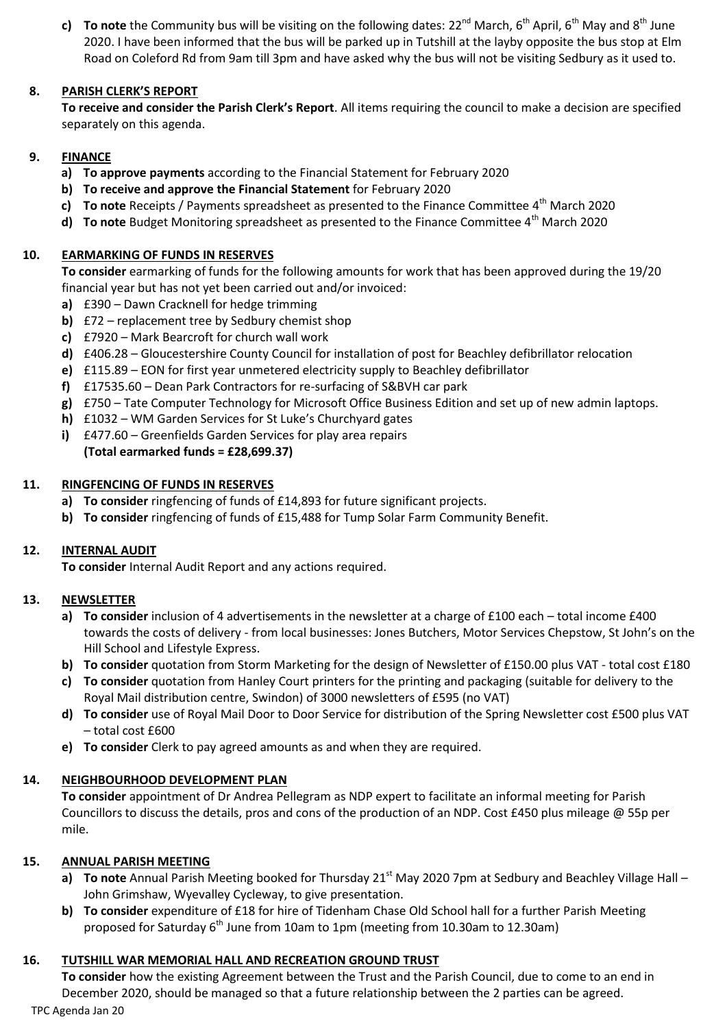c) **To note** the Community bus will be visiting on the following dates: 22nd March, 6th April, 6th May and 8th June 2020. I have been informed that the bus will be parked up in Tutshill at the layby opposite the bus stop at Elm Road on Coleford Rd from 9am till 3pm and have asked why the bus will not be visiting Sedbury as it used to.

## 8. PARISH CLERK'S REPORT

**To receive and consider the Parish Clerk's Report**. All items requiring the council to make a decision are specified separately on this agenda.

## 9. FINANCE

a) **To approve payments** according to the Financial Statement for February 2020
b) **To receive and approve the Financial Statement** for February 2020
c) **To note** Receipts / Payments spreadsheet as presented to the Finance Committee 4th March 2020
d) **To note** Budget Monitoring spreadsheet as presented to the Finance Committee 4th March 2020

## 10. EARMARKING OF FUNDS IN RESERVES

**To consider** earmarking of funds for the following amounts for work that has been approved during the 19/20 financial year but has not yet been carried out and/or invoiced:

a) £390 – Dawn Cracknell for hedge trimming
b) £72 – replacement tree by Sedbury chemist shop
c) £7920 – Mark Bearcroft for church wall work
d) £406.28 – Gloucestershire County Council for installation of post for Beachley defibrillator relocation
e) £115.89 – EON for first year unmetered electricity supply to Beachley defibrillator
f) £17535.60 – Dean Park Contractors for re-surfacing of S&BVH car park
g) £750 – Tate Computer Technology for Microsoft Office Business Edition and set up of new admin laptops.
h) £1032 – WM Garden Services for St Luke's Churchyard gates
i) £477.60 – Greenfields Garden Services for play area repairs
**(Total earmarked funds = £28,699.37)**

## 11. RINGFENCING OF FUNDS IN RESERVES

a) **To consider** ringfencing of funds of £14,893 for future significant projects.
b) **To consider** ringfencing of funds of £15,488 for Tump Solar Farm Community Benefit.

## 12. INTERNAL AUDIT

**To consider** Internal Audit Report and any actions required.

## 13. NEWSLETTER

a) **To consider** inclusion of 4 advertisements in the newsletter at a charge of £100 each – total income £400 towards the costs of delivery - from local businesses: Jones Butchers, Motor Services Chepstow, St John's on the Hill School and Lifestyle Express.
b) **To consider** quotation from Storm Marketing for the design of Newsletter of £150.00 plus VAT - total cost £180
c) **To consider** quotation from Hanley Court printers for the printing and packaging (suitable for delivery to the Royal Mail distribution centre, Swindon) of 3000 newsletters of £595 (no VAT)
d) **To consider** use of Royal Mail Door to Door Service for distribution of the Spring Newsletter cost £500 plus VAT – total cost £600
e) **To consider** Clerk to pay agreed amounts as and when they are required.

## 14. NEIGHBOURHOOD DEVELOPMENT PLAN

**To consider** appointment of Dr Andrea Pellegram as NDP expert to facilitate an informal meeting for Parish Councillors to discuss the details, pros and cons of the production of an NDP. Cost £450 plus mileage @ 55p per mile.

## 15. ANNUAL PARISH MEETING

a) **To note** Annual Parish Meeting booked for Thursday 21st May 2020 7pm at Sedbury and Beachley Village Hall – John Grimshaw, Wyevalley Cycleway, to give presentation.
b) **To consider** expenditure of £18 for hire of Tidenham Chase Old School hall for a further Parish Meeting proposed for Saturday 6th June from 10am to 1pm (meeting from 10.30am to 12.30am)

## 16. TUTSHILL WAR MEMORIAL HALL AND RECREATION GROUND TRUST

**To consider** how the existing Agreement between the Trust and the Parish Council, due to come to an end in December 2020, should be managed so that a future relationship between the 2 parties can be agreed.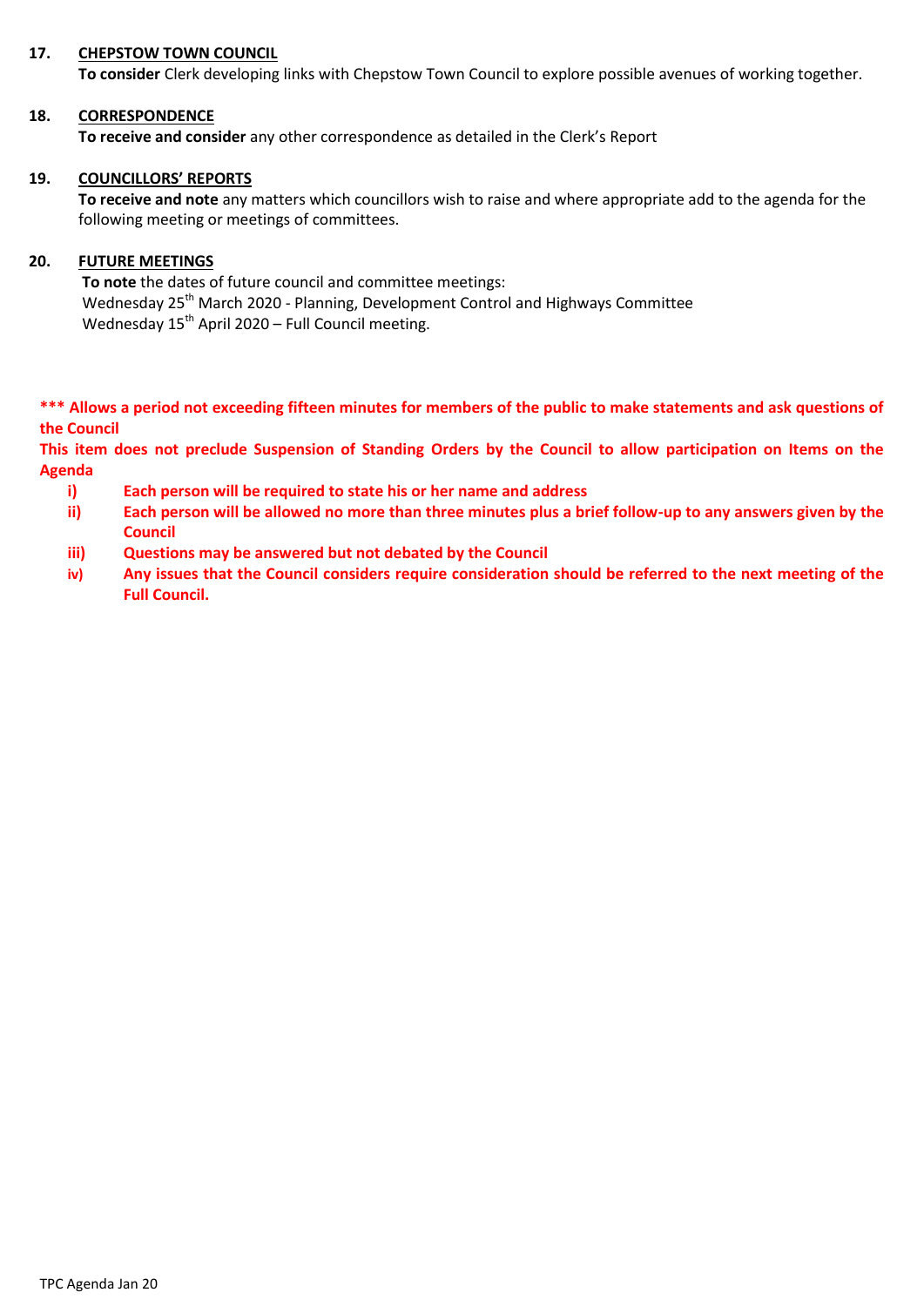**17. CHEPSTOW TOWN COUNCIL**

**To consider** Clerk developing links with Chepstow Town Council to explore possible avenues of working together.

**18. CORRESPONDENCE**

**To receive and consider** any other correspondence as detailed in the Clerk's Report

**19. COUNCILLORS' REPORTS**

**To receive and note** any matters which councillors wish to raise and where appropriate add to the agenda for the following meeting or meetings of committees.

**20. FUTURE MEETINGS**

**To note** the dates of future council and committee meetings:

Wednesday 25th March 2020 - Planning, Development Control and Highways Committee

Wednesday 15th April 2020 – Full Council meeting.

**\*\*\* Allows a period not exceeding fifteen minutes for members of the public to make statements and ask questions of the Council**

**This item does not preclude Suspension of Standing Orders by the Council to allow participation on Items on the Agenda**

- **i) Each person will be required to state his or her name and address**
- **ii) Each person will be allowed no more than three minutes plus a brief follow-up to any answers given by the Council**
- **iii) Questions may be answered but not debated by the Council**
- **iv) Any issues that the Council considers require consideration should be referred to the next meeting of the Full Council.**